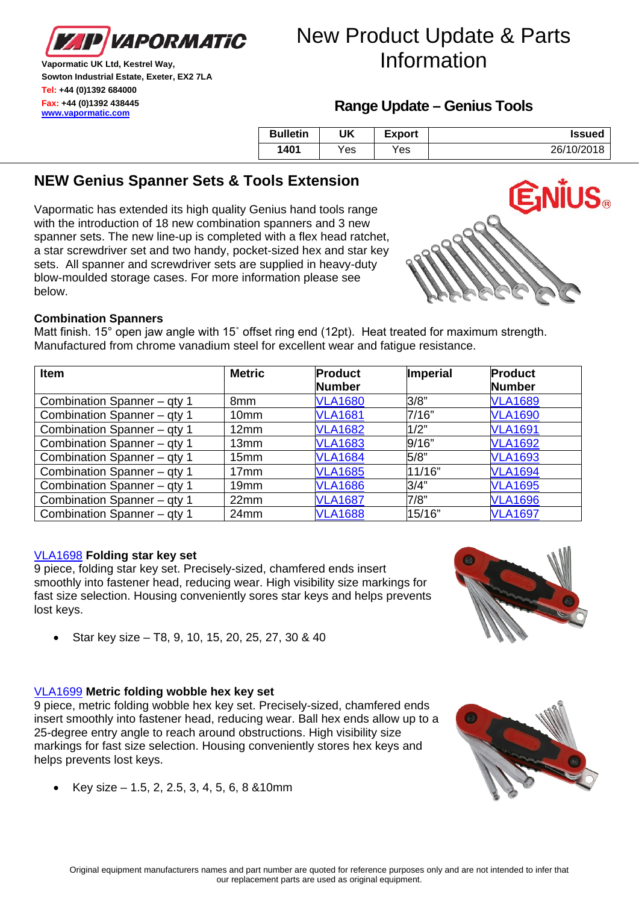Vapormatic UK Ltd, Kestrel Way,
Sowton Industrial Estate, Exeter, EX2 7LA
Tel: +44 (0)1392 684000
Fax: +44 (0)1392 438445
www.vapormatic.com

# New Product Update & Parts Information

## Range Update – Genius Tools

| Bulletin | UK | Export | Issued |
|---|---|---|---|
| 1401 | Yes | Yes | 26/10/2018 |

## NEW Genius Spanner Sets & Tools Extension

Vapormatic has extended its high quality Genius hand tools range with the introduction of 18 new combination spanners and 3 new spanner sets. The new line-up is completed with a flex head ratchet, a star screwdriver set and two handy, pocket-sized hex and star key sets. All spanner and screwdriver sets are supplied in heavy-duty blow-moulded storage cases. For more information please see below.

### Combination Spanners

Matt finish. 15° open jaw angle with 15˚ offset ring end (12pt). Heat treated for maximum strength. Manufactured from chrome vanadium steel for excellent wear and fatigue resistance.

| Item | Metric | Product Number | Imperial | Product Number |
|---|---|---|---|---|
| Combination Spanner – qty 1 | 8mm | VLA1680 | 3/8" | VLA1689 |
| Combination Spanner – qty 1 | 10mm | VLA1681 | 7/16" | VLA1690 |
| Combination Spanner – qty 1 | 12mm | VLA1682 | 1/2" | VLA1691 |
| Combination Spanner – qty 1 | 13mm | VLA1683 | 9/16" | VLA1692 |
| Combination Spanner – qty 1 | 15mm | VLA1684 | 5/8" | VLA1693 |
| Combination Spanner – qty 1 | 17mm | VLA1685 | 11/16" | VLA1694 |
| Combination Spanner – qty 1 | 19mm | VLA1686 | 3/4" | VLA1695 |
| Combination Spanner – qty 1 | 22mm | VLA1687 | 7/8" | VLA1696 |
| Combination Spanner – qty 1 | 24mm | VLA1688 | 15/16" | VLA1697 |

### VLA1698 **Folding star key set**

9 piece, folding star key set. Precisely-sized, chamfered ends insert smoothly into fastener head, reducing wear. High visibility size markings for fast size selection. Housing conveniently sores star keys and helps prevents lost keys.

- Star key size – T8, 9, 10, 15, 20, 25, 27, 30 & 40

### VLA1699 **Metric folding wobble hex key set**

9 piece, metric folding wobble hex key set. Precisely-sized, chamfered ends insert smoothly into fastener head, reducing wear. Ball hex ends allow up to a 25-degree entry angle to reach around obstructions. High visibility size markings for fast size selection. Housing conveniently stores hex keys and helps prevents lost keys.

- Key size – 1.5, 2, 2.5, 3, 4, 5, 6, 8 &10mm

Original equipment manufacturers names and part number are quoted for reference purposes only and are not intended to infer that our replacement parts are used as original equipment.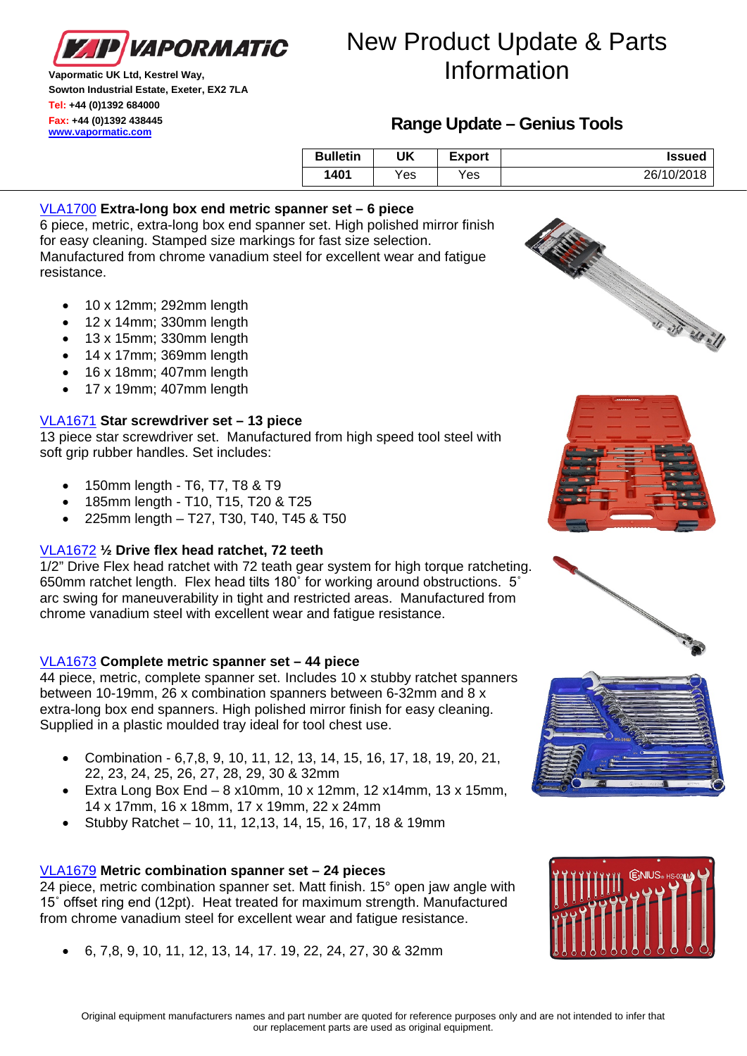# New Product Update & Parts Information

Vapormatic UK Ltd, Kestrel Way,
Sowton Industrial Estate, Exeter, EX2 7LA
Tel: +44 (0)1392 684000
Fax: +44 (0)1392 438445
www.vapormatic.com

## Range Update – Genius Tools

| Bulletin | UK | Export | Issued |
|---|---|---|---|
| 1401 | Yes | Yes | 26/10/2018 |

### VLA1700 Extra-long box end metric spanner set – 6 piece

6 piece, metric, extra-long box end spanner set. High polished mirror finish for easy cleaning. Stamped size markings for fast size selection. Manufactured from chrome vanadium steel for excellent wear and fatigue resistance.

- 10 x 12mm; 292mm length
- 12 x 14mm; 330mm length
- 13 x 15mm; 330mm length
- 14 x 17mm; 369mm length
- 16 x 18mm; 407mm length
- 17 x 19mm; 407mm length

### VLA1671 Star screwdriver set – 13 piece

13 piece star screwdriver set. Manufactured from high speed tool steel with soft grip rubber handles. Set includes:

- 150mm length - T6, T7, T8 & T9
- 185mm length - T10, T15, T20 & T25
- 225mm length – T27, T30, T40, T45 & T50

### VLA1672 ½ Drive flex head ratchet, 72 teeth

1/2" Drive Flex head ratchet with 72 teath gear system for high torque ratcheting. 650mm ratchet length. Flex head tilts 180˚ for working around obstructions. 5˚ arc swing for maneuverability in tight and restricted areas. Manufactured from chrome vanadium steel with excellent wear and fatigue resistance.

### VLA1673 Complete metric spanner set – 44 piece

44 piece, metric, complete spanner set. Includes 10 x stubby ratchet spanners between 10-19mm, 26 x combination spanners between 6-32mm and 8 x extra-long box end spanners. High polished mirror finish for easy cleaning. Supplied in a plastic moulded tray ideal for tool chest use.

- Combination - 6,7,8, 9, 10, 11, 12, 13, 14, 15, 16, 17, 18, 19, 20, 21, 22, 23, 24, 25, 26, 27, 28, 29, 30 & 32mm
- Extra Long Box End – 8 x10mm, 10 x 12mm, 12 x14mm, 13 x 15mm, 14 x 17mm, 16 x 18mm, 17 x 19mm, 22 x 24mm
- Stubby Ratchet – 10, 11, 12,13, 14, 15, 16, 17, 18 & 19mm

### VLA1679 Metric combination spanner set – 24 pieces

24 piece, metric combination spanner set. Matt finish. 15° open jaw angle with 15˚ offset ring end (12pt). Heat treated for maximum strength. Manufactured from chrome vanadium steel for excellent wear and fatigue resistance.

- 6, 7,8, 9, 10, 11, 12, 13, 14, 17. 19, 22, 24, 27, 30 & 32mm

Original equipment manufacturers names and part number are quoted for reference purposes only and are not intended to infer that our replacement parts are used as original equipment.